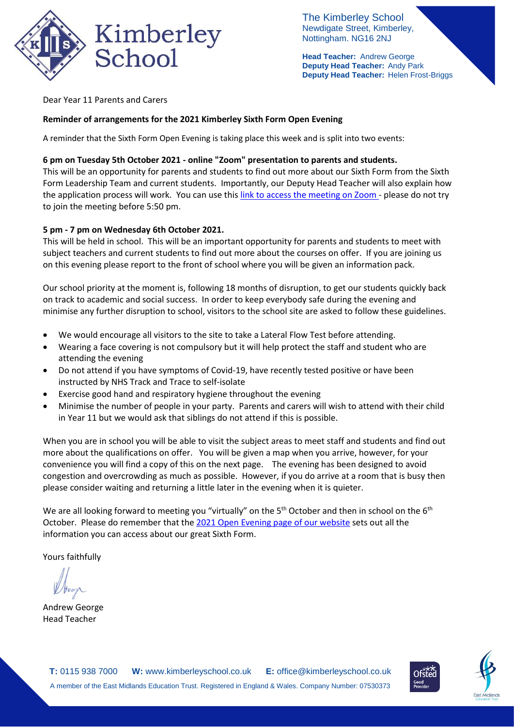The Kimberley School
Newdigate Street, Kimberley,
Nottingham. NG16 2NJ

**Head Teacher:** Andrew George
**Deputy Head Teacher:** Andy Park
**Deputy Head Teacher:** Helen Frost-Briggs

Dear Year 11 Parents and Carers

**Reminder of arrangements for the 2021 Kimberley Sixth Form Open Evening**

A reminder that the Sixth Form Open Evening is taking place this week and is split into two events:

**6 pm on Tuesday 5th October 2021 - online "Zoom" presentation to parents and students.**

This will be an opportunity for parents and students to find out more about our Sixth Form from the Sixth Form Leadership Team and current students. Importantly, our Deputy Head Teacher will also explain how the application process will work. You can use this link to access the meeting on Zoom - please do not try to join the meeting before 5:50 pm.

**5 pm - 7 pm on Wednesday 6th October 2021.**

This will be held in school. This will be an important opportunity for parents and students to meet with subject teachers and current students to find out more about the courses on offer. If you are joining us on this evening please report to the front of school where you will be given an information pack.

Our school priority at the moment is, following 18 months of disruption, to get our students quickly back on track to academic and social success. In order to keep everybody safe during the evening and minimise any further disruption to school, visitors to the school site are asked to follow these guidelines.

- We would encourage all visitors to the site to take a Lateral Flow Test before attending.
- Wearing a face covering is not compulsory but it will help protect the staff and student who are attending the evening
- Do not attend if you have symptoms of Covid-19, have recently tested positive or have been instructed by NHS Track and Trace to self-isolate
- Exercise good hand and respiratory hygiene throughout the evening
- Minimise the number of people in your party. Parents and carers will wish to attend with their child in Year 11 but we would ask that siblings do not attend if this is possible.

When you are in school you will be able to visit the subject areas to meet staff and students and find out more about the qualifications on offer. You will be given a map when you arrive, however, for your convenience you will find a copy of this on the next page. The evening has been designed to avoid congestion and overcrowding as much as possible. However, if you do arrive at a room that is busy then please consider waiting and returning a little later in the evening when it is quieter.

We are all looking forward to meeting you "virtually" on the 5th October and then in school on the 6th October. Please do remember that the 2021 Open Evening page of our website sets out all the information you can access about our great Sixth Form.

Yours faithfully

Andrew George
Head Teacher

**T:** 0115 938 7000 **W:** www.kimberleyschool.co.uk **E:** office@kimberleyschool.co.uk

A member of the East Midlands Education Trust. Registered in England & Wales. Company Number: 07530373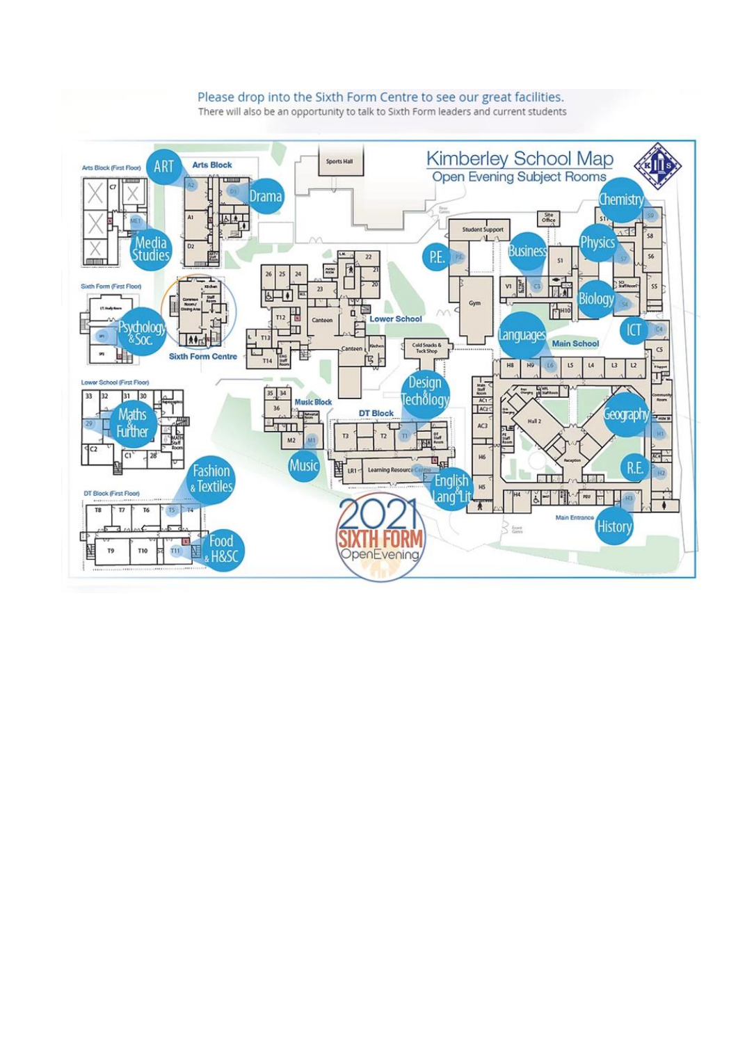Please drop into the Sixth Form Centre to see our great facilities.

There will also be an opportunity to talk to Sixth Form leaders and current students

Kimberley School Map

Open Evening Subject Rooms

Arts Block (First Floor)

ART

Arts Block

Drama

Media Studies

Sixth Form (First Floor)

Psychology & Soc.

Sixth Form Centre

Lower School (First Floor)

Maths & Further

DT Block (First Floor)

Fashion & Textiles

Food & H&SC

Sports Hall

Lower School

Music Block

Music

DT Block

Design & Techology

Learning Resource Centre

English Lang & Lit

Student Support

P.E.

Gym

Business

Physics

Chemistry

Biology

ICT

Languages

Main School

Geography

R.E.

History

Main Entrance

2021 SIXTH FORM OpenEvening